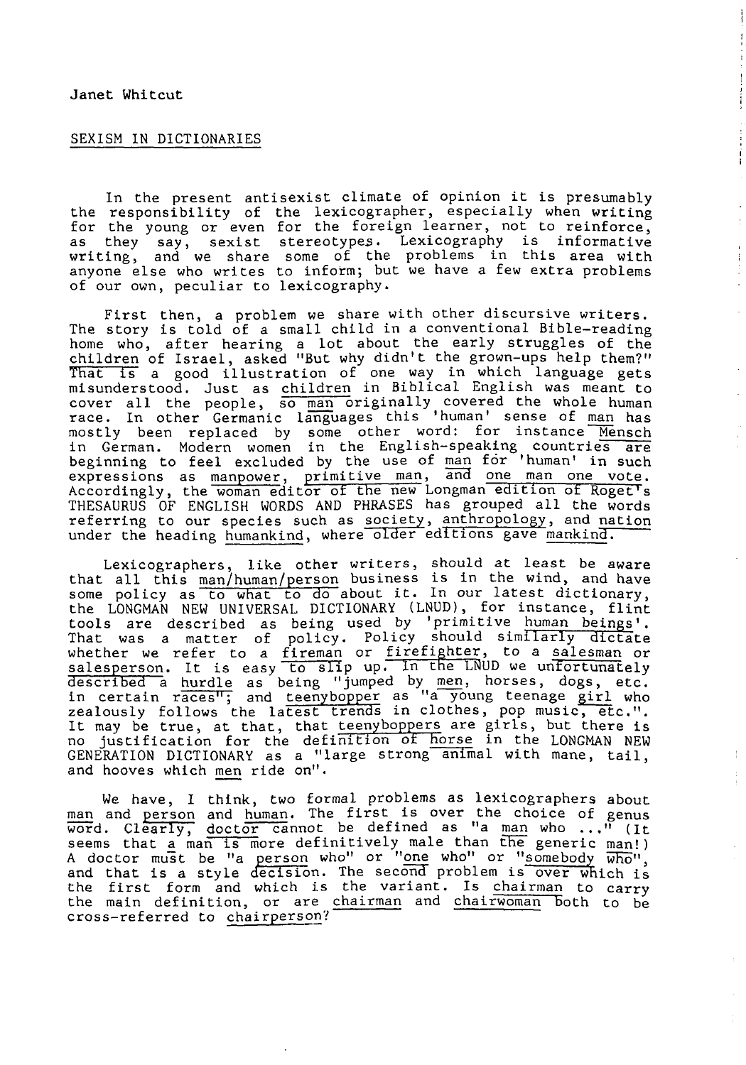Janet Whitcut

## SEXISM IN DICTIONARIES

In the present antisexist climate of opinion it is presumably the responsibility of the lexicographer, especially when writing for the young or even for the foreign learner, not to reinforce, as they say, sexist stereotypes. Lexicography is informative writing, and we share some of the problems in this area with anyone else who writes to inform; but we have a few extra problems of our own, peculiar to lexicography.

First then, a problem we share with other discursive writers. The story is told of a small child in a conventional Bible-reading home who, after hearing a lot about the early struggles of the children of Israel, asked "But why didn't the grown-ups help them?" That is a good illustration of one way in which language gets misunderstood. Just as children in Biblical English was meant to cover all the people, so man originally covered the whole human race. In other Germanic languages this 'human' sense of man has mostly been replaced by some other word: for instance Mensch in German. Modern women in the English-speaking countries are beginning to feel excluded by the use of man for 'human' in such expressions as manpower, primitive man, and one man one vote. Accordingly, the woman editor of the new Longman edition of Roget's THESAURUS OF ENGLISH WORDS AND PHRASES has grouped all the words referring to our species such as society, anthropology, and nation under the heading humankind, where older editions gave mankind.

Lexicographers, like other writers, should at least be aware that all this man/human/person business is in the wind, and have some policy as to what to do about it. In our latest dictionary, the LONGMAN NEW UNIVERSAL DICTIONARY (LNUD), for instance, flint tools are described as being used by 'primitive human beings'. That was a matter of policy. Policy should similarly dictate whether we refer to a fireman or firefighter, to a salesman or salesperson. It is easy to slip up. In the LNUD we unfortunately described a hurdle as being "jumped by men, horses, dogs, etc. in certain races"; and teenybopper as "a young teenage girl who zealously follows the latest trends in clothes, pop music, etc.". It may be true, at that, that teenyboppers are girls, but there is no justification for the definition of horse in the LONGMAN NEW GENERATION DICTIONARY as a "large strong animal with mane, tail, and hooves which men ride on".

We have, I think, two formal problems as lexicographers about man and person and human. The first is over the choice of genus word. Clearly, doctor cannot be defined as "a man who ..." (It seems that a man is more definitively male than the generic man!) A doctor must be "a person who" or "one who" or "somebody who", and that is a style decision. The second problem is over which is the first form and which is the variant. Is chairman to carry the main definition, or are chairman and chairwoman both to be cross-referred to chairperson?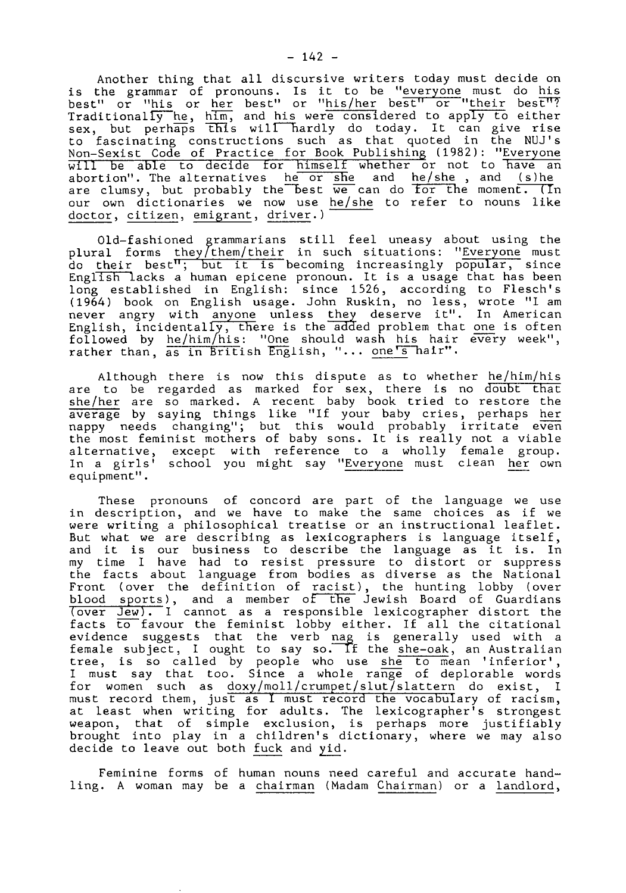Another thing that all discursive writers today must decide on is the grammar of pronouns. Is it to be "*everyone* must do *his* best" or "*his* or *her* best" or "*his/her* best" or "*their* best"? Traditionally *he*, *him*, and *his* were considered to apply to either sex, but perhaps this will hardly do today. It can give rise to fascinating constructions such as that quoted in the NUJ's *Non-Sexist Code of Practice for Book Publishing* (1982): "Everyone will be able to decide for himself whether or not to have an abortion". The alternatives *he or she* and *he/she*, and *(s)he* are clumsy, but probably the best we can do for the moment. (In our own dictionaries we now use *he/she* to refer to nouns like *doctor*, *citizen*, *emigrant*, *driver*.)

Old-fashioned grammarians still feel uneasy about using the plural forms *they/them/their* in such situations: "*Everyone* must do *their* best"; but it is becoming increasingly popular, since English lacks a human epicene pronoun. It is a usage that has been long established in English: since 1526, according to Flesch's (1964) book on English usage. John Ruskin, no less, wrote "I am never angry with *anyone* unless *they* deserve it". In American English, incidentally, there is the added problem that *one* is often followed by *he/him/his*: "*One* should wash *his* hair every week", rather than, as in British English, "... *one's* hair".

Although there is now this dispute as to whether *he/him/his* are to be regarded as marked for sex, there is no doubt that *she/her* are so marked. A recent baby book tried to restore the average by saying things like "If your baby cries, perhaps *her* nappy needs changing"; but this would probably irritate even the most feminist mothers of baby sons. It is really not a viable alternative, except with reference to a wholly female group. In a girls' school you might say "*Everyone* must clean *her* own equipment".

These pronouns of concord are part of the language we use in description, and we have to make the same choices as if we were writing a philosophical treatise or an instructional leaflet. But what we are describing as lexicographers is language itself, and it is our business to describe the language as it is. In my time I have had to resist pressure to distort or suppress the facts about language from bodies as diverse as the National Front (over the definition of *racist*), the hunting lobby (over *blood sports*), and a member of the Jewish Board of Guardians (over *Jew*). I cannot as a responsible lexicographer distort the facts to favour the feminist lobby either. If all the citational evidence suggests that the verb *nag* is generally used with a female subject, I ought to say so. If the *she-oak*, an Australian tree, is so called by people who use *she* to mean 'inferior', I must say that too. Since a whole range of deplorable words for women such as *doxy/moll/crumpet/slut/slattern* do exist, I must record them, just as I must record the vocabulary of racism, at least when writing for adults. The lexicographer's strongest weapon, that of simple exclusion, is perhaps more justifiably brought into play in a children's dictionary, where we may also decide to leave out both *fuck* and *yid*.

Feminine forms of human nouns need careful and accurate handling. A woman may be a *chairman* (Madam *Chairman*) or a *landlord*,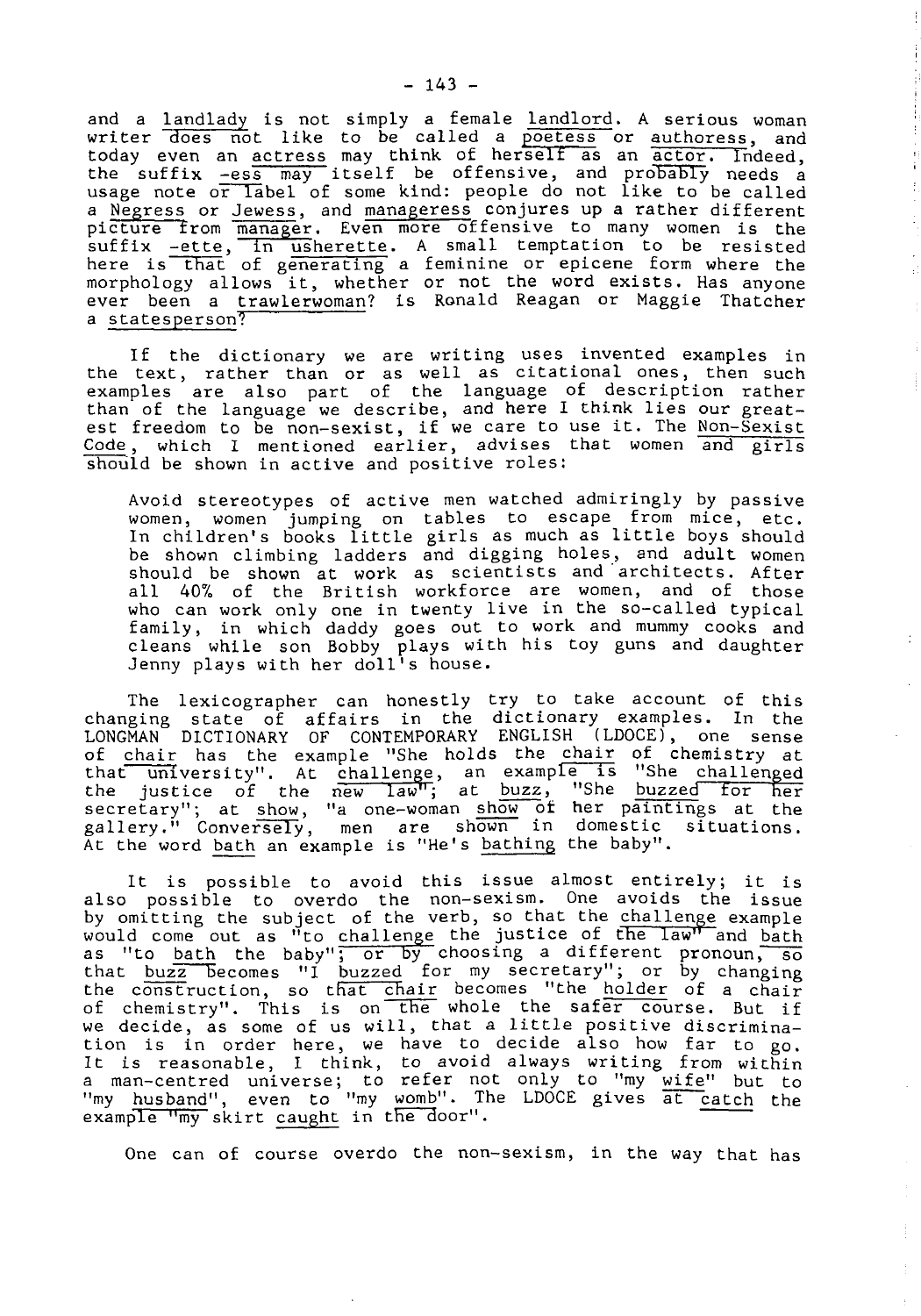and a landlady is not simply a female landlord. A serious woman writer does not like to be called a poetess or authoress, and today even an actress may think of herself as an actor. Indeed, the suffix -ess may itself be offensive, and probably needs a usage note or label of some kind: people do not like to be called a Negress or Jewess, and manageress conjures up a rather different picture from manager. Even more offensive to many women is the suffix -ette, in usherette. A small temptation to be resisted here is that of generating a feminine or epicene form where the morphology allows it, whether or not the word exists. Has anyone ever been a trawlerwoman? Is Ronald Reagan or Maggie Thatcher a statesperson?

If the dictionary we are writing uses invented examples in the text, rather than or as well as citational ones, then such examples are also part of the language of description rather than of the language we describe, and here I think lies our greatest freedom to be non-sexist, if we care to use it. The Non-Sexist Code, which I mentioned earlier, advises that women and girls should be shown in active and positive roles:

> Avoid stereotypes of active men watched admiringly by passive women, women jumping on tables to escape from mice, etc. In children's books little girls as much as little boys should be shown climbing ladders and digging holes, and adult women should be shown at work as scientists and architects. After all 40% of the British workforce are women, and of those who can work only one in twenty live in the so-called typical family, in which daddy goes out to work and mummy cooks and cleans while son Bobby plays with his toy guns and daughter Jenny plays with her doll's house.

The lexicographer can honestly try to take account of this changing state of affairs in the dictionary examples. In the LONGMAN DICTIONARY OF CONTEMPORARY ENGLISH (LDOCE), one sense of chair has the example "She holds the chair of chemistry at that university". At challenge, an example is "She challenged the justice of the new law"; at buzz, "She buzzed for her secretary"; at show, "a one-woman show of her paintings at the gallery." Conversely, men are shown in domestic situations. At the word bath an example is "He's bathing the baby".

It is possible to avoid this issue almost entirely; it is also possible to overdo the non-sexism. One avoids the issue by omitting the subject of the verb, so that the challenge example would come out as "to challenge the justice of the law" and bath as "to bath the baby"; or by choosing a different pronoun, so that buzz becomes "I buzzed for my secretary"; or by changing the construction, so that chair becomes "the holder of a chair of chemistry". This is on the whole the safer course. But if we decide, as some of us will, that a little positive discrimination is in order here, we have to decide also how far to go. It is reasonable, I think, to avoid always writing from within a man-centred universe; to refer not only to "my wife" but to "my husband", even to "my womb". The LDOCE gives at catch the example "my skirt caught in the door".

One can of course overdo the non-sexism, in the way that has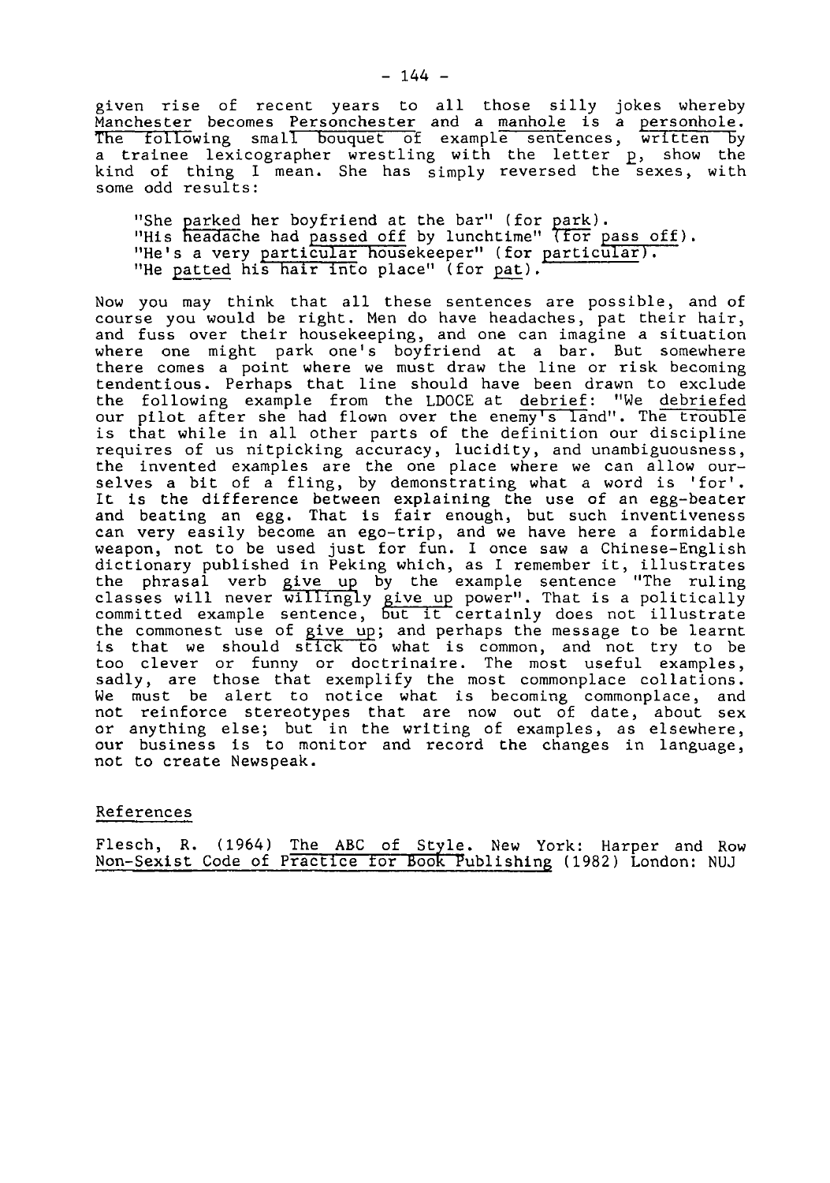given rise of recent years to all those silly jokes whereby Manchester becomes Personchester and a manhole is a personhole. The following small bouquet of example sentences, written by a trainee lexicographer wrestling with the letter p, show the kind of thing I mean. She has simply reversed the sexes, with some odd results:

> "She parked her boyfriend at the bar" (for park).
> "His headache had passed off by lunchtime" (for pass off).
> "He's a very particular housekeeper" (for particular).
> "He patted his hair into place" (for pat).

Now you may think that all these sentences are possible, and of course you would be right. Men do have headaches, pat their hair, and fuss over their housekeeping, and one can imagine a situation where one might park one's boyfriend at a bar. But somewhere there comes a point where we must draw the line or risk becoming tendentious. Perhaps that line should have been drawn to exclude the following example from the LDOCE at debrief: "We debriefed our pilot after she had flown over the enemy's land". The trouble is that while in all other parts of the definition our discipline requires of us nitpicking accuracy, lucidity, and unambiguousness, the invented examples are the one place where we can allow ourselves a bit of a fling, by demonstrating what a word is 'for'. It is the difference between explaining the use of an egg-beater and beating an egg. That is fair enough, but such inventiveness can very easily become an ego-trip, and we have here a formidable weapon, not to be used just for fun. I once saw a Chinese-English dictionary published in Peking which, as I remember it, illustrates the phrasal verb give up by the example sentence "The ruling classes will never willingly give up power". That is a politically committed example sentence, but it certainly does not illustrate the commonest use of give up; and perhaps the message to be learnt is that we should stick to what is common, and not try to be too clever or funny or doctrinaire. The most useful examples, sadly, are those that exemplify the most commonplace collations. We must be alert to notice what is becoming commonplace, and not reinforce stereotypes that are now out of date, about sex or anything else; but in the writing of examples, as elsewhere, our business is to monitor and record the changes in language, not to create Newspeak.

## References

Flesch, R. (1964) The ABC of Style. New York: Harper and Row

Non-Sexist Code of Practice for Book Publishing (1982) London: NUJ